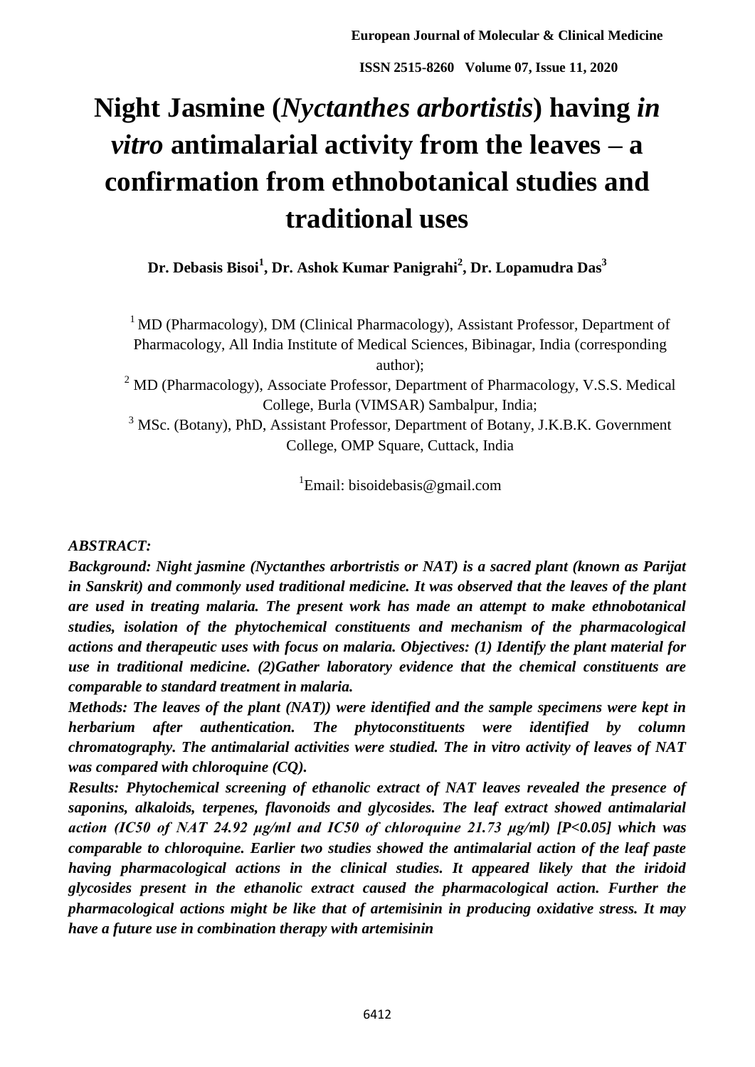# Night Jasmine (*Nyctanthes arbortistis*) having *in vitro* antimalarial activity from the leaves – a confirmation from ethnobotanical studies and traditional uses

**Dr. Debasis Bisoi[1], Dr. Ashok Kumar Panigrahi[2], Dr. Lopamudra Das[3]**

[1] MD (Pharmacology), DM (Clinical Pharmacology), Assistant Professor, Department of Pharmacology, All India Institute of Medical Sciences, Bibinagar, India (corresponding author);

[2] MD (Pharmacology), Associate Professor, Department of Pharmacology, V.S.S. Medical College, Burla (VIMSAR) Sambalpur, India;

[3] MSc. (Botany), PhD, Assistant Professor, Department of Botany, J.K.B.K. Government College, OMP Square, Cuttack, India

[1]Email: bisoidebasis@gmail.com

***ABSTRACT:***

***Background: Night jasmine (Nyctanthes arbortristis or NAT) is a sacred plant (known as Parijat in Sanskrit) and commonly used traditional medicine. It was observed that the leaves of the plant are used in treating malaria. The present work has made an attempt to make ethnobotanical studies, isolation of the phytochemical constituents and mechanism of the pharmacological actions and therapeutic uses with focus on malaria. Objectives: (1) Identify the plant material for use in traditional medicine. (2)Gather laboratory evidence that the chemical constituents are comparable to standard treatment in malaria.***

***Methods: The leaves of the plant (NAT)) were identified and the sample specimens were kept in herbarium after authentication. The phytoconstituents were identified by column chromatography. The antimalarial activities were studied. The in vitro activity of leaves of NAT was compared with chloroquine (CQ).***

***Results: Phytochemical screening of ethanolic extract of NAT leaves revealed the presence of saponins, alkaloids, terpenes, flavonoids and glycosides. The leaf extract showed antimalarial action (IC50 of NAT 24.92 μg/ml and IC50 of chloroquine 21.73 μg/ml) [P<0.05] which was comparable to chloroquine. Earlier two studies showed the antimalarial action of the leaf paste having pharmacological actions in the clinical studies. It appeared likely that the iridoid glycosides present in the ethanolic extract caused the pharmacological action. Further the pharmacological actions might be like that of artemisinin in producing oxidative stress. It may have a future use in combination therapy with artemisinin***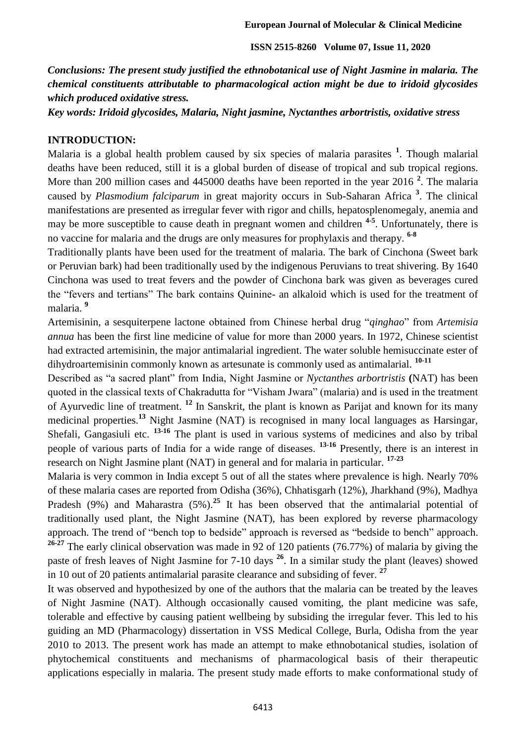*Conclusions: The present study justified the ethnobotanical use of Night Jasmine in malaria. The chemical constituents attributable to pharmacological action might be due to iridoid glycosides which produced oxidative stress.*

*Key words: Iridoid glycosides, Malaria, Night jasmine, Nyctanthes arbortristis, oxidative stress*

## INTRODUCTION:

Malaria is a global health problem caused by six species of malaria parasites [1]. Though malarial deaths have been reduced, still it is a global burden of disease of tropical and sub tropical regions. More than 200 million cases and 445000 deaths have been reported in the year 2016 [2]. The malaria caused by *Plasmodium falciparum* in great majority occurs in Sub-Saharan Africa [3]. The clinical manifestations are presented as irregular fever with rigor and chills, hepatosplenomegaly, anemia and may be more susceptible to cause death in pregnant women and children [4-5]. Unfortunately, there is no vaccine for malaria and the drugs are only measures for prophylaxis and therapy. [6-8]

Traditionally plants have been used for the treatment of malaria. The bark of Cinchona (Sweet bark or Peruvian bark) had been traditionally used by the indigenous Peruvians to treat shivering. By 1640 Cinchona was used to treat fevers and the powder of Cinchona bark was given as beverages cured the "fevers and tertians" The bark contains Quinine- an alkaloid which is used for the treatment of malaria. [9]

Artemisinin, a sesquiterpene lactone obtained from Chinese herbal drug "*qinghao*" from *Artemisia annua* has been the first line medicine of value for more than 2000 years. In 1972, Chinese scientist had extracted artemisinin, the major antimalarial ingredient. The water soluble hemisuccinate ester of dihydroartemisinin commonly known as artesunate is commonly used as antimalarial. [10-11]

Described as "a sacred plant" from India, Night Jasmine or *Nyctanthes arbortristis* **(**NAT) has been quoted in the classical texts of Chakradutta for "Visham Jwara" (malaria) and is used in the treatment of Ayurvedic line of treatment. [12] In Sanskrit, the plant is known as Parijat and known for its many medicinal properties.[13] Night Jasmine (NAT) is recognised in many local languages as Harsingar, Shefali, Gangasiuli etc. [13-16] The plant is used in various systems of medicines and also by tribal people of various parts of India for a wide range of diseases. [13-16] Presently, there is an interest in research on Night Jasmine plant (NAT) in general and for malaria in particular. [17-23]

Malaria is very common in India except 5 out of all the states where prevalence is high. Nearly 70% of these malaria cases are reported from Odisha (36%), Chhatisgarh (12%), Jharkhand (9%), Madhya Pradesh (9%) and Maharastra (5%).[25] It has been observed that the antimalarial potential of traditionally used plant, the Night Jasmine (NAT), has been explored by reverse pharmacology approach. The trend of "bench top to bedside" approach is reversed as "bedside to bench" approach. [26-27] The early clinical observation was made in 92 of 120 patients (76.77%) of malaria by giving the paste of fresh leaves of Night Jasmine for 7-10 days [26]. In a similar study the plant (leaves) showed in 10 out of 20 patients antimalarial parasite clearance and subsiding of fever. [27]

It was observed and hypothesized by one of the authors that the malaria can be treated by the leaves of Night Jasmine (NAT). Although occasionally caused vomiting, the plant medicine was safe, tolerable and effective by causing patient wellbeing by subsiding the irregular fever. This led to his guiding an MD (Pharmacology) dissertation in VSS Medical College, Burla, Odisha from the year 2010 to 2013. The present work has made an attempt to make ethnobotanical studies, isolation of phytochemical constituents and mechanisms of pharmacological basis of their therapeutic applications especially in malaria. The present study made efforts to make conformational study of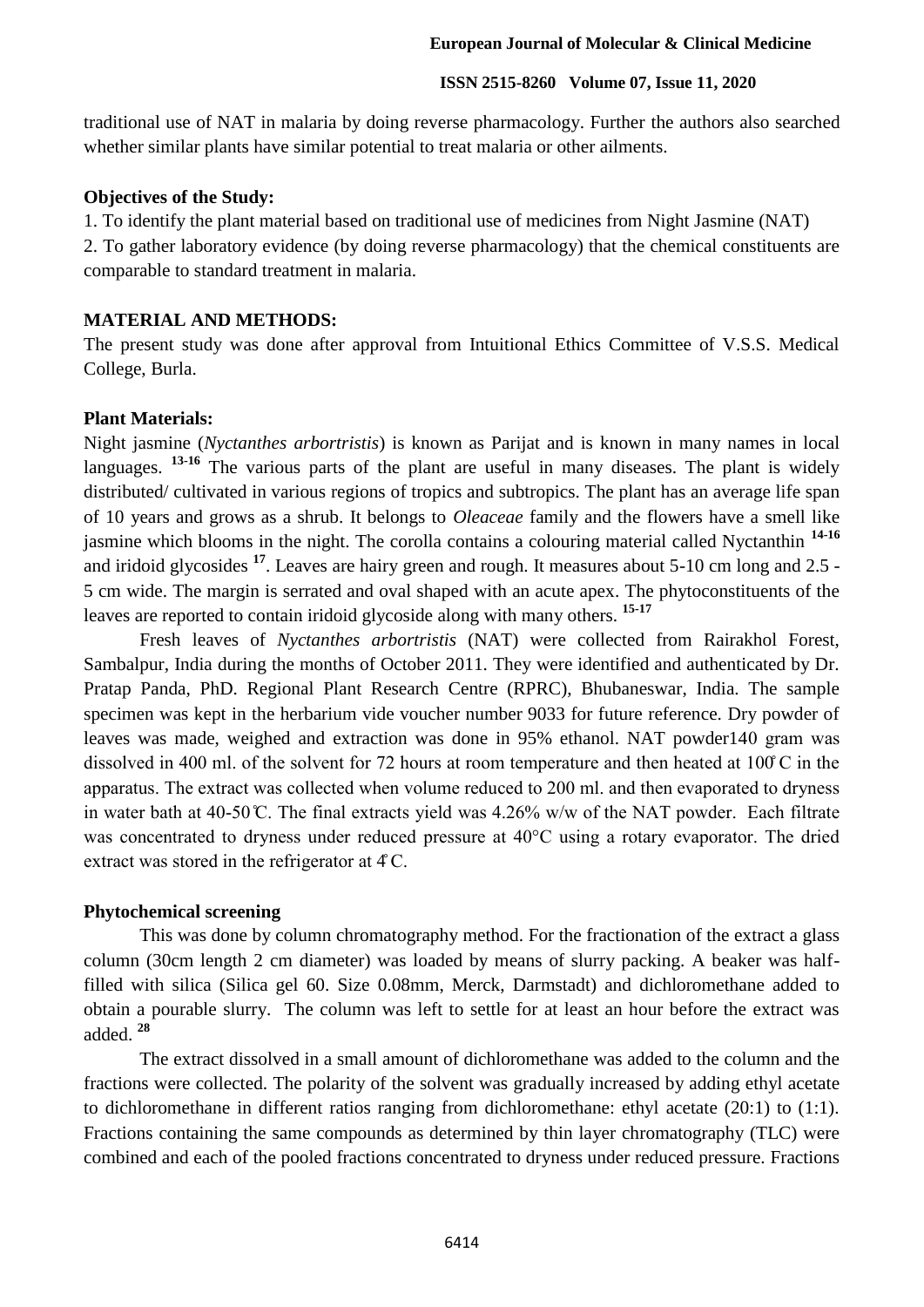traditional use of NAT in malaria by doing reverse pharmacology. Further the authors also searched whether similar plants have similar potential to treat malaria or other ailments.

**Objectives of the Study:**

1. To identify the plant material based on traditional use of medicines from Night Jasmine (NAT)
2. To gather laboratory evidence (by doing reverse pharmacology) that the chemical constituents are comparable to standard treatment in malaria.

## MATERIAL AND METHODS:

The present study was done after approval from Intuitional Ethics Committee of V.S.S. Medical College, Burla.

**Plant Materials:**

Night jasmine (*Nyctanthes arbortristis*) is known as Parijat and is known in many names in local languages. [13-16] The various parts of the plant are useful in many diseases. The plant is widely distributed/ cultivated in various regions of tropics and subtropics. The plant has an average life span of 10 years and grows as a shrub. It belongs to *Oleaceae* family and the flowers have a smell like jasmine which blooms in the night. The corolla contains a colouring material called Nyctanthin [14-16] and iridoid glycosides [17]. Leaves are hairy green and rough. It measures about 5-10 cm long and 2.5 - 5 cm wide. The margin is serrated and oval shaped with an acute apex. The phytoconstituents of the leaves are reported to contain iridoid glycoside along with many others. [15-17]

Fresh leaves of *Nyctanthes arbortristis* (NAT) were collected from Rairakhol Forest, Sambalpur, India during the months of October 2011. They were identified and authenticated by Dr. Pratap Panda, PhD. Regional Plant Research Centre (RPRC), Bhubaneswar, India. The sample specimen was kept in the herbarium vide voucher number 9033 for future reference. Dry powder of leaves was made, weighed and extraction was done in 95% ethanol. NAT powder140 gram was dissolved in 400 ml. of the solvent for 72 hours at room temperature and then heated at 100̊ C in the apparatus. The extract was collected when volume reduced to 200 ml. and then evaporated to dryness in water bath at 40-50℃. The final extracts yield was 4.26% w/w of the NAT powder. Each filtrate was concentrated to dryness under reduced pressure at 40°C using a rotary evaporator. The dried extract was stored in the refrigerator at 4̊ C.

**Phytochemical screening**

This was done by column chromatography method. For the fractionation of the extract a glass column (30cm length 2 cm diameter) was loaded by means of slurry packing. A beaker was half-filled with silica (Silica gel 60. Size 0.08mm, Merck, Darmstadt) and dichloromethane added to obtain a pourable slurry. The column was left to settle for at least an hour before the extract was added. [28]

The extract dissolved in a small amount of dichloromethane was added to the column and the fractions were collected. The polarity of the solvent was gradually increased by adding ethyl acetate to dichloromethane in different ratios ranging from dichloromethane: ethyl acetate (20:1) to (1:1). Fractions containing the same compounds as determined by thin layer chromatography (TLC) were combined and each of the pooled fractions concentrated to dryness under reduced pressure. Fractions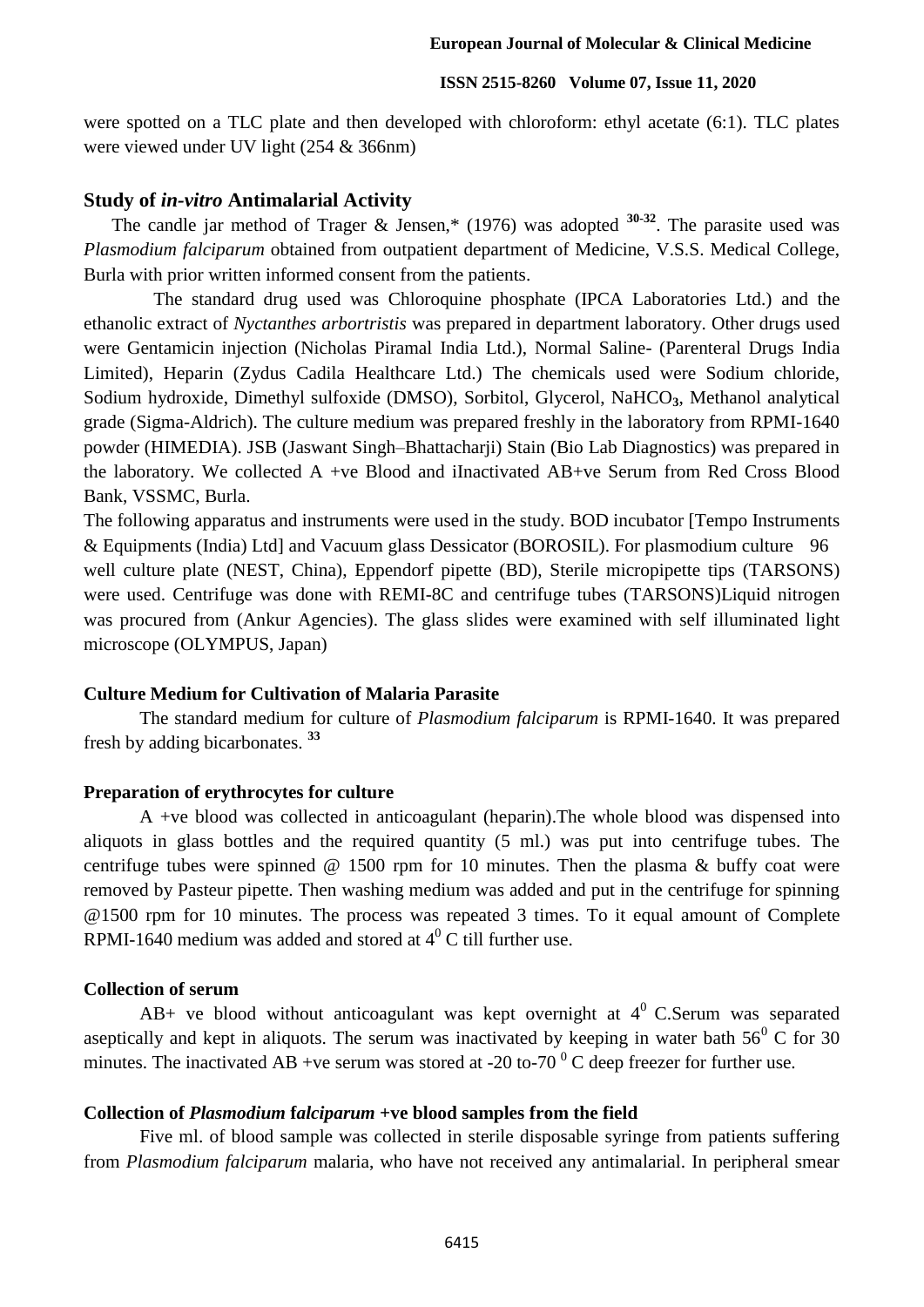were spotted on a TLC plate and then developed with chloroform: ethyl acetate (6:1). TLC plates were viewed under UV light (254 & 366nm)

## Study of *in-vitro* Antimalarial Activity

The candle jar method of Trager & Jensen,* (1976) was adopted [30-32]. The parasite used was *Plasmodium falciparum* obtained from outpatient department of Medicine, V.S.S. Medical College, Burla with prior written informed consent from the patients.

The standard drug used was Chloroquine phosphate (IPCA Laboratories Ltd.) and the ethanolic extract of *Nyctanthes arbortristis* was prepared in department laboratory. Other drugs used were Gentamicin injection (Nicholas Piramal India Ltd.), Normal Saline- (Parenteral Drugs India Limited), Heparin (Zydus Cadila Healthcare Ltd.) The chemicals used were Sodium chloride, Sodium hydroxide, Dimethyl sulfoxide (DMSO), Sorbitol, Glycerol, $NaHCO_3$, Methanol analytical grade (Sigma-Aldrich). The culture medium was prepared freshly in the laboratory from RPMI-1640 powder (HIMEDIA). JSB (Jaswant Singh–Bhattacharji) Stain (Bio Lab Diagnostics) was prepared in the laboratory. We collected A +ve Blood and iInactivated AB+ve Serum from Red Cross Blood Bank, VSSMC, Burla.

The following apparatus and instruments were used in the study. BOD incubator [Tempo Instruments & Equipments (India) Ltd] and Vacuum glass Dessicator (BOROSIL). For plasmodium culture 96 well culture plate (NEST, China), Eppendorf pipette (BD), Sterile micropipette tips (TARSONS) were used. Centrifuge was done with REMI-8C and centrifuge tubes (TARSONS)Liquid nitrogen was procured from (Ankur Agencies). The glass slides were examined with self illuminated light microscope (OLYMPUS, Japan)

### Culture Medium for Cultivation of Malaria Parasite

The standard medium for culture of *Plasmodium falciparum* is RPMI-1640. It was prepared fresh by adding bicarbonates. [33]

### Preparation of erythrocytes for culture

A +ve blood was collected in anticoagulant (heparin).The whole blood was dispensed into aliquots in glass bottles and the required quantity (5 ml.) was put into centrifuge tubes. The centrifuge tubes were spinned @ 1500 rpm for 10 minutes. Then the plasma & buffy coat were removed by Pasteur pipette. Then washing medium was added and put in the centrifuge for spinning @1500 rpm for 10 minutes. The process was repeated 3 times. To it equal amount of Complete RPMI-1640 medium was added and stored at $4^0$ C till further use.

### Collection of serum

AB+ ve blood without anticoagulant was kept overnight at $4^0$ C.Serum was separated aseptically and kept in aliquots. The serum was inactivated by keeping in water bath $56^0$ C for 30 minutes. The inactivated AB +ve serum was stored at -20 to-70 $^0$ C deep freezer for further use.

### Collection of *Plasmodium falciparum* +ve blood samples from the field

Five ml. of blood sample was collected in sterile disposable syringe from patients suffering from *Plasmodium falciparum* malaria, who have not received any antimalarial. In peripheral smear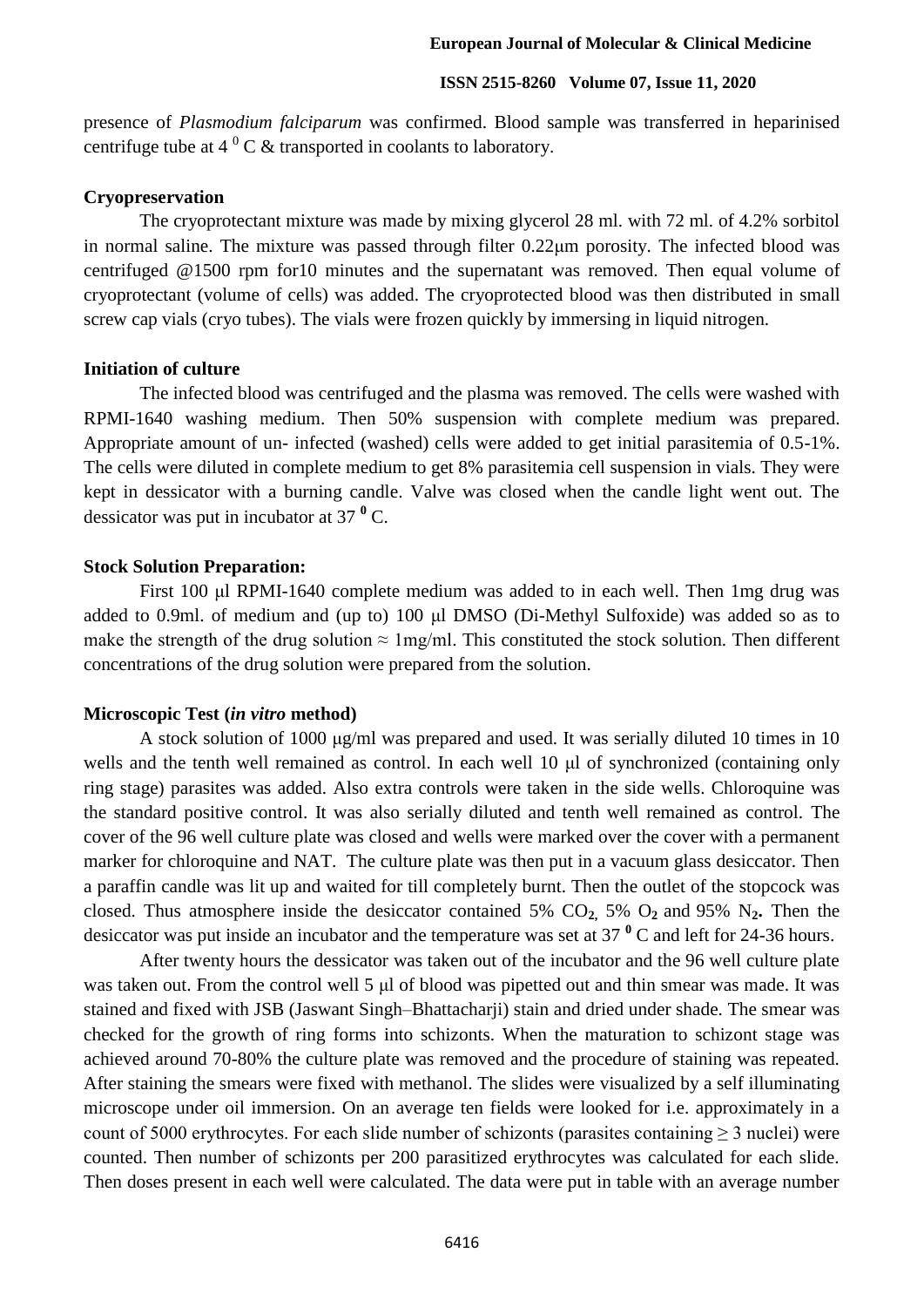presence of *Plasmodium falciparum* was confirmed. Blood sample was transferred in heparinised centrifuge tube at 4 $^{0}$ C & transported in coolants to laboratory.

**Cryopreservation**

The cryoprotectant mixture was made by mixing glycerol 28 ml. with 72 ml. of 4.2% sorbitol in normal saline. The mixture was passed through filter 0.22μm porosity. The infected blood was centrifuged @1500 rpm for10 minutes and the supernatant was removed. Then equal volume of cryoprotectant (volume of cells) was added. The cryoprotected blood was then distributed in small screw cap vials (cryo tubes). The vials were frozen quickly by immersing in liquid nitrogen.

**Initiation of culture**

The infected blood was centrifuged and the plasma was removed. The cells were washed with RPMI-1640 washing medium. Then 50% suspension with complete medium was prepared. Appropriate amount of un- infected (washed) cells were added to get initial parasitemia of 0.5-1%. The cells were diluted in complete medium to get 8% parasitemia cell suspension in vials. They were kept in dessicator with a burning candle. Valve was closed when the candle light went out. The dessicator was put in incubator at 37 $^{0}$ C.

**Stock Solution Preparation:**

First 100 μl RPMI-1640 complete medium was added to in each well. Then 1mg drug was added to 0.9ml. of medium and (up to) 100 μl DMSO (Di-Methyl Sulfoxide) was added so as to make the strength of the drug solution ≈ 1mg/ml. This constituted the stock solution. Then different concentrations of the drug solution were prepared from the solution.

**Microscopic Test (*in vitro* method)**

A stock solution of 1000 μg/ml was prepared and used. It was serially diluted 10 times in 10 wells and the tenth well remained as control. In each well 10 μl of synchronized (containing only ring stage) parasites was added. Also extra controls were taken in the side wells. Chloroquine was the standard positive control. It was also serially diluted and tenth well remained as control. The cover of the 96 well culture plate was closed and wells were marked over the cover with a permanent marker for chloroquine and NAT. The culture plate was then put in a vacuum glass desiccator. Then a paraffin candle was lit up and waited for till completely burnt. Then the outlet of the stopcock was closed. Thus atmosphere inside the desiccator contained 5% $CO_2$, 5% $O_2$ and 95% $N_2$. Then the desiccator was put inside an incubator and the temperature was set at 37 $^{0}$ C and left for 24-36 hours.

After twenty hours the dessicator was taken out of the incubator and the 96 well culture plate was taken out. From the control well 5 μl of blood was pipetted out and thin smear was made. It was stained and fixed with JSB (Jaswant Singh–Bhattacharji) stain and dried under shade. The smear was checked for the growth of ring forms into schizonts. When the maturation to schizont stage was achieved around 70-80% the culture plate was removed and the procedure of staining was repeated. After staining the smears were fixed with methanol. The slides were visualized by a self illuminating microscope under oil immersion. On an average ten fields were looked for i.e. approximately in a count of 5000 erythrocytes. For each slide number of schizonts (parasites containing ≥ 3 nuclei) were counted. Then number of schizonts per 200 parasitized erythrocytes was calculated for each slide. Then doses present in each well were calculated. The data were put in table with an average number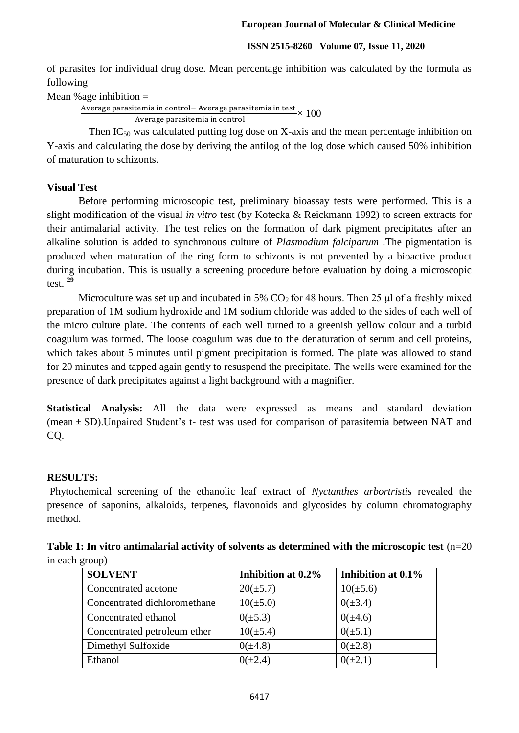of parasites for individual drug dose. Mean percentage inhibition was calculated by the formula as following

Mean %age inhibition =

$$\frac{\text{Average parasitemia in control} - \text{Average parasitemia in test}}{\text{Average parasitemia in control}} \times 100$$

Then $IC_{50}$ was calculated putting log dose on X-axis and the mean percentage inhibition on Y-axis and calculating the dose by deriving the antilog of the log dose which caused 50% inhibition of maturation to schizonts.

**Visual Test**

Before performing microscopic test, preliminary bioassay tests were performed. This is a slight modification of the visual *in vitro* test (by Kotecka & Reickmann 1992) to screen extracts for their antimalarial activity. The test relies on the formation of dark pigment precipitates after an alkaline solution is added to synchronous culture of *Plasmodium falciparum* .The pigmentation is produced when maturation of the ring form to schizonts is not prevented by a bioactive product during incubation. This is usually a screening procedure before evaluation by doing a microscopic test. [29]

Microculture was set up and incubated in 5% $CO_2$ for 48 hours. Then 25 μl of a freshly mixed preparation of 1M sodium hydroxide and 1M sodium chloride was added to the sides of each well of the micro culture plate. The contents of each well turned to a greenish yellow colour and a turbid coagulum was formed. The loose coagulum was due to the denaturation of serum and cell proteins, which takes about 5 minutes until pigment precipitation is formed. The plate was allowed to stand for 20 minutes and tapped again gently to resuspend the precipitate. The wells were examined for the presence of dark precipitates against a light background with a magnifier.

**Statistical Analysis:** All the data were expressed as means and standard deviation (mean ± SD).Unpaired Student's t- test was used for comparison of parasitemia between NAT and CQ.

**RESULTS:**

Phytochemical screening of the ethanolic leaf extract of *Nyctanthes arbortristis* revealed the presence of saponins, alkaloids, terpenes, flavonoids and glycosides by column chromatography method.

**Table 1: In vitro antimalarial activity of solvents as determined with the microscopic test** (n=20 in each group)

| SOLVENT | Inhibition at 0.2% | Inhibition at 0.1% |
|---|---|---|
| Concentrated acetone | 20(±5.7) | 10(±5.6) |
| Concentrated dichloromethane | 10(±5.0) | 0(±3.4) |
| Concentrated ethanol | 0(±5.3) | 0(±4.6) |
| Concentrated petroleum ether | 10(±5.4) | 0(±5.1) |
| Dimethyl Sulfoxide | 0(±4.8) | 0(±2.8) |
| Ethanol | 0(±2.4) | 0(±2.1) |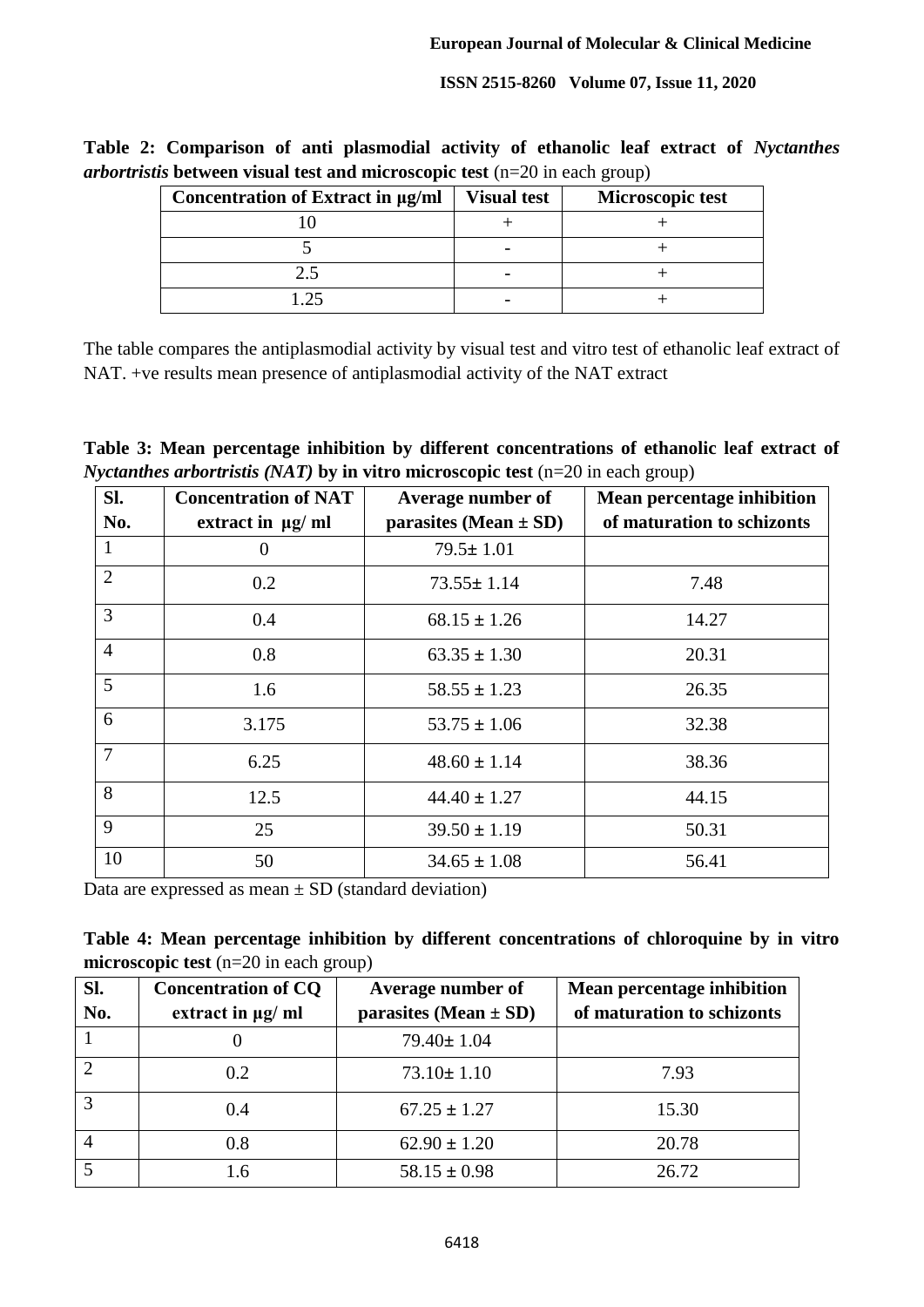**Table 2: Comparison of anti plasmodial activity of ethanolic leaf extract of *Nyctanthes arbortristis* between visual test and microscopic test** (n=20 in each group)

| Concentration of Extract in µg/ml | Visual test | Microscopic test |
|---|---|---|
| 10 | + | + |
| 5 | - | + |
| 2.5 | - | + |
| 1.25 | - | + |

The table compares the antiplasmodial activity by visual test and vitro test of ethanolic leaf extract of NAT. +ve results mean presence of antiplasmodial activity of the NAT extract

**Table 3: Mean percentage inhibition by different concentrations of ethanolic leaf extract of *Nyctanthes arbortristis (NAT)* by in vitro microscopic test** (n=20 in each group)

| Sl. No. | Concentration of NAT extract in µg/ ml | Average number of parasites (Mean ± SD) | Mean percentage inhibition of maturation to schizonts |
|---|---|---|---|
| 1 | 0 | 79.5± 1.01 | |
| 2 | 0.2 | 73.55± 1.14 | 7.48 |
| 3 | 0.4 | 68.15 ± 1.26 | 14.27 |
| 4 | 0.8 | 63.35 ± 1.30 | 20.31 |
| 5 | 1.6 | 58.55 ± 1.23 | 26.35 |
| 6 | 3.175 | 53.75 ± 1.06 | 32.38 |
| 7 | 6.25 | 48.60 ± 1.14 | 38.36 |
| 8 | 12.5 | 44.40 ± 1.27 | 44.15 |
| 9 | 25 | 39.50 ± 1.19 | 50.31 |
| 10 | 50 | 34.65 ± 1.08 | 56.41 |

Data are expressed as mean ± SD (standard deviation)

**Table 4: Mean percentage inhibition by different concentrations of chloroquine by in vitro microscopic test** (n=20 in each group)

| Sl. No. | Concentration of CQ extract in µg/ ml | Average number of parasites (Mean ± SD) | Mean percentage inhibition of maturation to schizonts |
|---|---|---|---|
| 1 | 0 | 79.40± 1.04 | |
| 2 | 0.2 | 73.10± 1.10 | 7.93 |
| 3 | 0.4 | 67.25 ± 1.27 | 15.30 |
| 4 | 0.8 | 62.90 ± 1.20 | 20.78 |
| 5 | 1.6 | 58.15 ± 0.98 | 26.72 |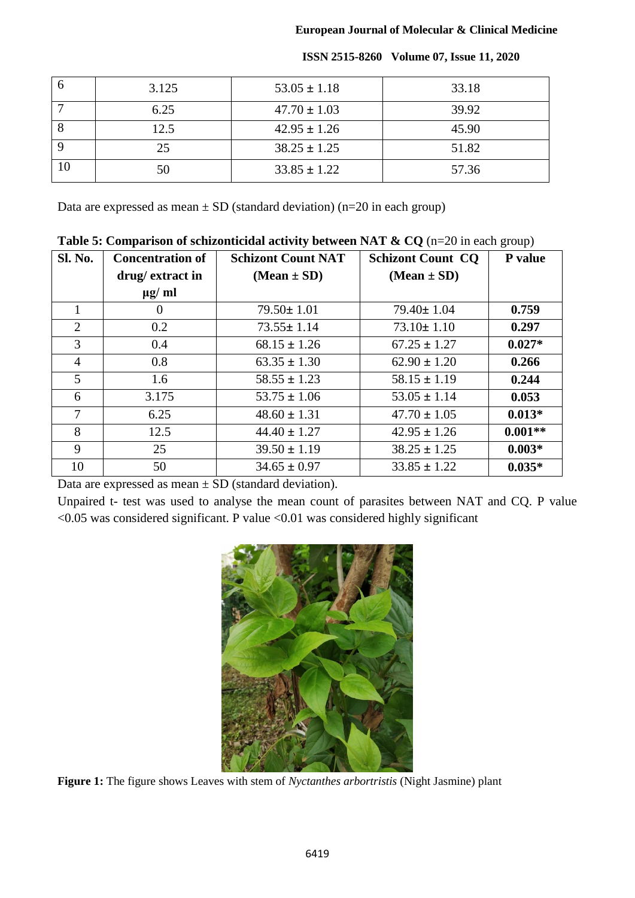| 6 | 3.125 | 53.05 ± 1.18 | 33.18 |
|---|---|---|---|
| 7 | 6.25 | 47.70 ± 1.03 | 39.92 |
| 8 | 12.5 | 42.95 ± 1.26 | 45.90 |
| 9 | 25 | 38.25 ± 1.25 | 51.82 |
| 10 | 50 | 33.85 ± 1.22 | 57.36 |

Data are expressed as mean ± SD (standard deviation) (n=20 in each group)

**Table 5: Comparison of schizonticidal activity between NAT & CQ** (n=20 in each group)

| **Sl. No.** | **Concentration of drug/ extract in µg/ ml** | **Schizont Count NAT (Mean ± SD)** | **Schizont Count CQ (Mean ± SD)** | **P value** |
|---|---|---|---|---|
| 1 | 0 | 79.50± 1.01 | 79.40± 1.04 | **0.759** |
| 2 | 0.2 | 73.55± 1.14 | 73.10± 1.10 | **0.297** |
| 3 | 0.4 | 68.15 ± 1.26 | 67.25 ± 1.27 | **0.027*** |
| 4 | 0.8 | 63.35 ± 1.30 | 62.90 ± 1.20 | **0.266** |
| 5 | 1.6 | 58.55 ± 1.23 | 58.15 ± 1.19 | **0.244** |
| 6 | 3.175 | 53.75 ± 1.06 | 53.05 ± 1.14 | **0.053** |
| 7 | 6.25 | 48.60 ± 1.31 | 47.70 ± 1.05 | **0.013*** |
| 8 | 12.5 | 44.40 ± 1.27 | 42.95 ± 1.26 | **0.001**** |
| 9 | 25 | 39.50 ± 1.19 | 38.25 ± 1.25 | **0.003*** |
| 10 | 50 | 34.65 ± 0.97 | 33.85 ± 1.22 | **0.035*** |

Data are expressed as mean ± SD (standard deviation).

Unpaired t- test was used to analyse the mean count of parasites between NAT and CQ. P value <0.05 was considered significant. P value <0.01 was considered highly significant

**Figure 1:** The figure shows Leaves with stem of *Nyctanthes arbortristis* (Night Jasmine) plant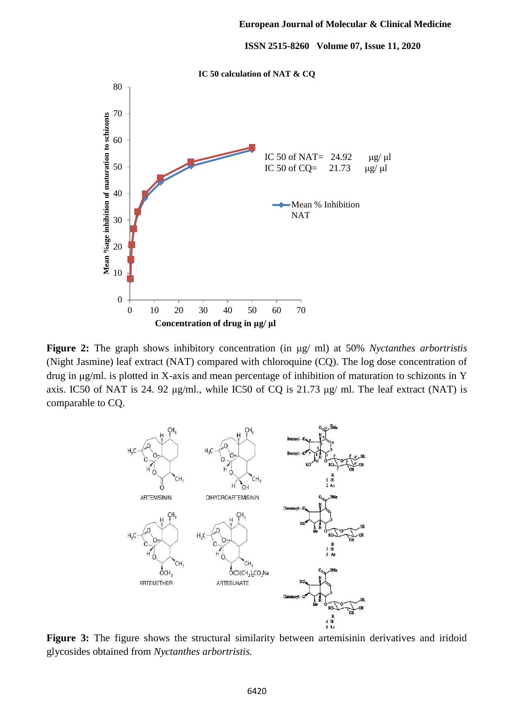**Figure 2:** The graph shows inhibitory concentration (in µg/ ml) at 50% *Nyctanthes arbortristis* (Night Jasmine) leaf extract (NAT) compared with chloroquine (CQ). The log dose concentration of drug in µg/ml. is plotted in X-axis and mean percentage of inhibition of maturation to schizonts in Y axis. IC50 of NAT is 24. 92 µg/ml., while IC50 of CQ is 21.73 µg/ ml. The leaf extract (NAT) is comparable to CQ.

**Figure 3:** The figure shows the structural similarity between artemisinin derivatives and iridoid glycosides obtained from *Nyctanthes arbortristis.*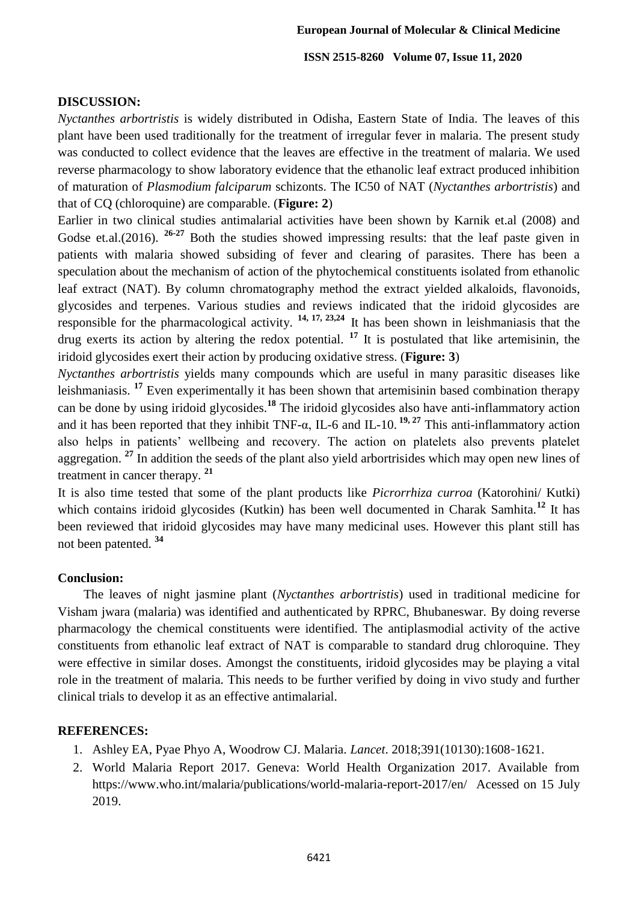## DISCUSSION:

*Nyctanthes arbortristis* is widely distributed in Odisha, Eastern State of India. The leaves of this plant have been used traditionally for the treatment of irregular fever in malaria. The present study was conducted to collect evidence that the leaves are effective in the treatment of malaria. We used reverse pharmacology to show laboratory evidence that the ethanolic leaf extract produced inhibition of maturation of *Plasmodium falciparum* schizonts. The IC50 of NAT (*Nyctanthes arbortristis*) and that of CQ (chloroquine) are comparable. (**Figure: 2**)

Earlier in two clinical studies antimalarial activities have been shown by Karnik et.al (2008) and Godse et.al.(2016). [26-27] Both the studies showed impressing results: that the leaf paste given in patients with malaria showed subsiding of fever and clearing of parasites. There has been a speculation about the mechanism of action of the phytochemical constituents isolated from ethanolic leaf extract (NAT). By column chromatography method the extract yielded alkaloids, flavonoids, glycosides and terpenes. Various studies and reviews indicated that the iridoid glycosides are responsible for the pharmacological activity. [14, 17, 23,24] It has been shown in leishmaniasis that the drug exerts its action by altering the redox potential. [17] It is postulated that like artemisinin, the iridoid glycosides exert their action by producing oxidative stress. (**Figure: 3**)

*Nyctanthes arbortristis* yields many compounds which are useful in many parasitic diseases like leishmaniasis. [17] Even experimentally it has been shown that artemisinin based combination therapy can be done by using iridoid glycosides.[18] The iridoid glycosides also have anti-inflammatory action and it has been reported that they inhibit TNF-α, IL-6 and IL-10. [19, 27] This anti-inflammatory action also helps in patients' wellbeing and recovery. The action on platelets also prevents platelet aggregation. [27] In addition the seeds of the plant also yield arbortrisides which may open new lines of treatment in cancer therapy. [21]

It is also time tested that some of the plant products like *Picrorrhiza curroa* (Katorohini/ Kutki) which contains iridoid glycosides (Kutkin) has been well documented in Charak Samhita.[12] It has been reviewed that iridoid glycosides may have many medicinal uses. However this plant still has not been patented. [34]

## Conclusion:

The leaves of night jasmine plant (*Nyctanthes arbortristis*) used in traditional medicine for Visham jwara (malaria) was identified and authenticated by RPRC, Bhubaneswar. By doing reverse pharmacology the chemical constituents were identified. The antiplasmodial activity of the active constituents from ethanolic leaf extract of NAT is comparable to standard drug chloroquine. They were effective in similar doses. Amongst the constituents, iridoid glycosides may be playing a vital role in the treatment of malaria. This needs to be further verified by doing in vivo study and further clinical trials to develop it as an effective antimalarial.

## REFERENCES:

1. Ashley EA, Pyae Phyo A, Woodrow CJ. Malaria. *Lancet*. 2018;391(10130):1608‐1621.
2. World Malaria Report 2017. Geneva: World Health Organization 2017. Available from https://www.who.int/malaria/publications/world-malaria-report-2017/en/ Acessed on 15 July 2019.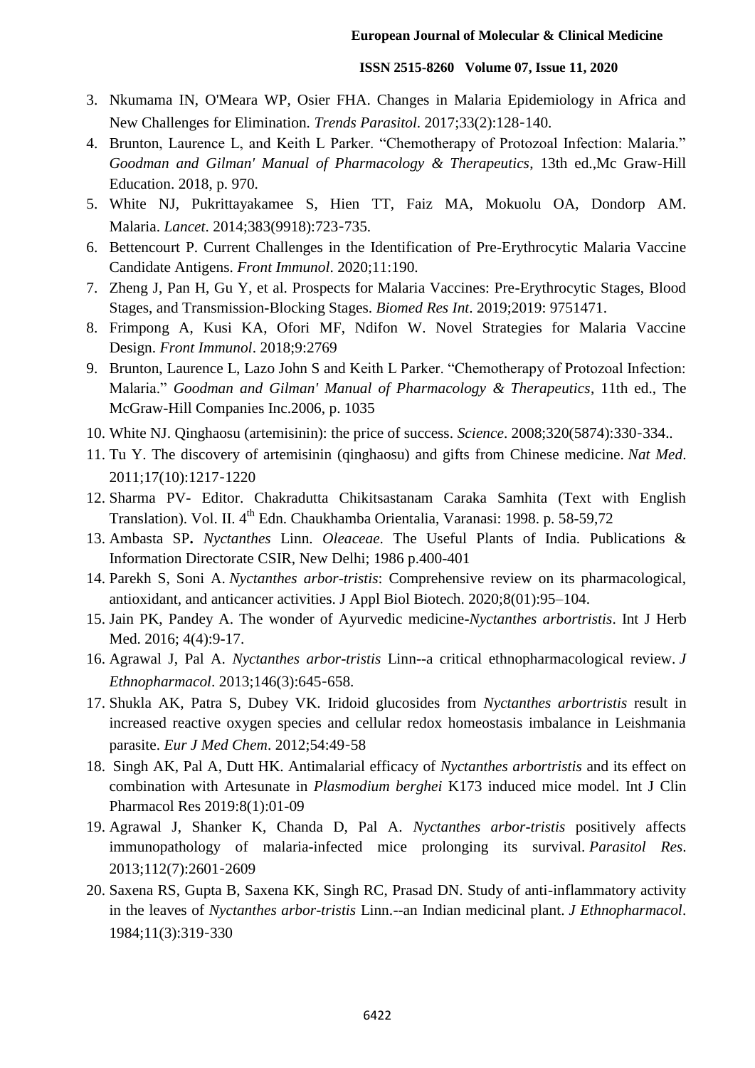3. Nkumama IN, O'Meara WP, Osier FHA. Changes in Malaria Epidemiology in Africa and New Challenges for Elimination. *Trends Parasitol*. 2017;33(2):128‐140.
4. Brunton, Laurence L, and Keith L Parker. "Chemotherapy of Protozoal Infection: Malaria." *Goodman and Gilman' Manual of Pharmacology & Therapeutics*, 13th ed.,Mc Graw-Hill Education. 2018, p. 970.
5. White NJ, Pukrittayakamee S, Hien TT, Faiz MA, Mokuolu OA, Dondorp AM. Malaria. *Lancet*. 2014;383(9918):723‐735.
6. Bettencourt P. Current Challenges in the Identification of Pre-Erythrocytic Malaria Vaccine Candidate Antigens. *Front Immunol*. 2020;11:190.
7. Zheng J, Pan H, Gu Y, et al. Prospects for Malaria Vaccines: Pre-Erythrocytic Stages, Blood Stages, and Transmission-Blocking Stages. *Biomed Res Int*. 2019;2019: 9751471.
8. Frimpong A, Kusi KA, Ofori MF, Ndifon W. Novel Strategies for Malaria Vaccine Design. *Front Immunol*. 2018;9:2769
9. Brunton, Laurence L, Lazo John S and Keith L Parker. "Chemotherapy of Protozoal Infection: Malaria." *Goodman and Gilman' Manual of Pharmacology & Therapeutics*, 11th ed., The McGraw-Hill Companies Inc.2006, p. 1035
10. White NJ. Qinghaosu (artemisinin): the price of success. *Science*. 2008;320(5874):330‐334..
11. Tu Y. The discovery of artemisinin (qinghaosu) and gifts from Chinese medicine. *Nat Med*. 2011;17(10):1217‐1220
12. Sharma PV- Editor. Chakradutta Chikitsastanam Caraka Samhita (Text with English Translation). Vol. II. 4th Edn. Chaukhamba Orientalia, Varanasi: 1998. p. 58-59,72
13. Ambasta SP**.** *Nyctanthes* Linn. *Oleaceae.* The Useful Plants of India. Publications & Information Directorate CSIR, New Delhi; 1986 p.400-401
14. Parekh S, Soni A. *Nyctanthes arbor-tristis*: Comprehensive review on its pharmacological, antioxidant, and anticancer activities. J Appl Biol Biotech. 2020;8(01):95–104.
15. Jain PK, Pandey A. The wonder of Ayurvedic medicine-*Nyctanthes arbortristis*. Int J Herb Med. 2016; 4(4):9-17.
16. Agrawal J, Pal A. *Nyctanthes arbor-tristis* Linn--a critical ethnopharmacological review. *J Ethnopharmacol*. 2013;146(3):645‐658.
17. Shukla AK, Patra S, Dubey VK. Iridoid glucosides from *Nyctanthes arbortristis* result in increased reactive oxygen species and cellular redox homeostasis imbalance in Leishmania parasite. *Eur J Med Chem*. 2012;54:49‐58
18. Singh AK, Pal A, Dutt HK. Antimalarial efficacy of *Nyctanthes arbortristis* and its effect on combination with Artesunate in *Plasmodium berghei* K173 induced mice model. Int J Clin Pharmacol Res 2019:8(1):01-09
19. Agrawal J, Shanker K, Chanda D, Pal A. *Nyctanthes arbor-tristis* positively affects immunopathology of malaria-infected mice prolonging its survival. *Parasitol Res*. 2013;112(7):2601‐2609
20. Saxena RS, Gupta B, Saxena KK, Singh RC, Prasad DN. Study of anti-inflammatory activity in the leaves of *Nyctanthes arbor-tristis* Linn.--an Indian medicinal plant. *J Ethnopharmacol*. 1984;11(3):319‐330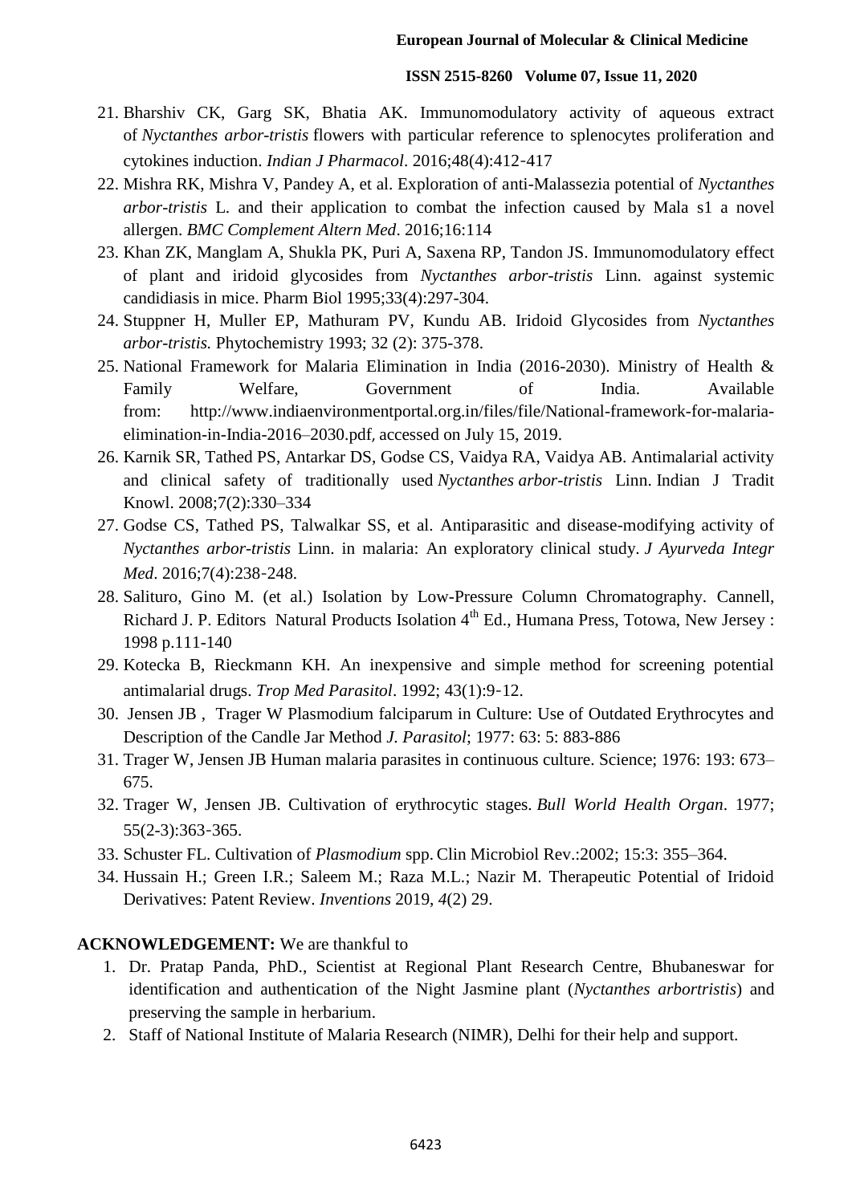21. Bharshiv CK, Garg SK, Bhatia AK. Immunomodulatory activity of aqueous extract of *Nyctanthes arbor-tristis* flowers with particular reference to splenocytes proliferation and cytokines induction. *Indian J Pharmacol*. 2016;48(4):412‐417
22. Mishra RK, Mishra V, Pandey A, et al. Exploration of anti-Malassezia potential of *Nyctanthes arbor-tristis* L. and their application to combat the infection caused by Mala s1 a novel allergen. *BMC Complement Altern Med*. 2016;16:114
23. Khan ZK, Manglam A, Shukla PK, Puri A, Saxena RP, Tandon JS. Immunomodulatory effect of plant and iridoid glycosides from *Nyctanthes arbor-tristis* Linn. against systemic candidiasis in mice. Pharm Biol 1995;33(4):297-304.
24. Stuppner H, Muller EP, Mathuram PV, Kundu AB. Iridoid Glycosides from *Nyctanthes arbor-tristis.* Phytochemistry 1993; 32 (2): 375-378.
25. National Framework for Malaria Elimination in India (2016-2030). Ministry of Health & Family Welfare, Government of India. Available from: http://www.indiaenvironmentportal.org.in/files/file/National-framework-for-malaria-elimination-in-India-2016–2030.pdf, accessed on July 15, 2019.
26. Karnik SR, Tathed PS, Antarkar DS, Godse CS, Vaidya RA, Vaidya AB. Antimalarial activity and clinical safety of traditionally used *Nyctanthes arbor-tristis* Linn. Indian J Tradit Knowl. 2008;7(2):330–334
27. Godse CS, Tathed PS, Talwalkar SS, et al. Antiparasitic and disease-modifying activity of *Nyctanthes arbor-tristis* Linn. in malaria: An exploratory clinical study. *J Ayurveda Integr Med*. 2016;7(4):238‐248.
28. Salituro, Gino M. (et al.) Isolation by Low-Pressure Column Chromatography. Cannell, Richard J. P. Editors Natural Products Isolation 4th Ed., Humana Press, Totowa, New Jersey : 1998 p.111-140
29. Kotecka B, Rieckmann KH. An inexpensive and simple method for screening potential antimalarial drugs. *Trop Med Parasitol*. 1992; 43(1):9‐12.
30. Jensen JB , Trager W Plasmodium falciparum in Culture: Use of Outdated Erythrocytes and Description of the Candle Jar Method *J. Parasitol*; 1977: 63: 5: 883-886
31. Trager W, Jensen JB Human malaria parasites in continuous culture. Science; 1976: 193: 673–675.
32. Trager W, Jensen JB. Cultivation of erythrocytic stages. *Bull World Health Organ*. 1977; 55(2-3):363‐365.
33. Schuster FL. Cultivation of *Plasmodium* spp. Clin Microbiol Rev.:2002; 15:3: 355–364.
34. Hussain H.; Green I.R.; Saleem M.; Raza M.L.; Nazir M. Therapeutic Potential of Iridoid Derivatives: Patent Review. *Inventions* 2019, *4*(2) 29.

**ACKNOWLEDGEMENT:** We are thankful to

1. Dr. Pratap Panda, PhD., Scientist at Regional Plant Research Centre, Bhubaneswar for identification and authentication of the Night Jasmine plant (*Nyctanthes arbortristis*) and preserving the sample in herbarium.
2. Staff of National Institute of Malaria Research (NIMR), Delhi for their help and support.